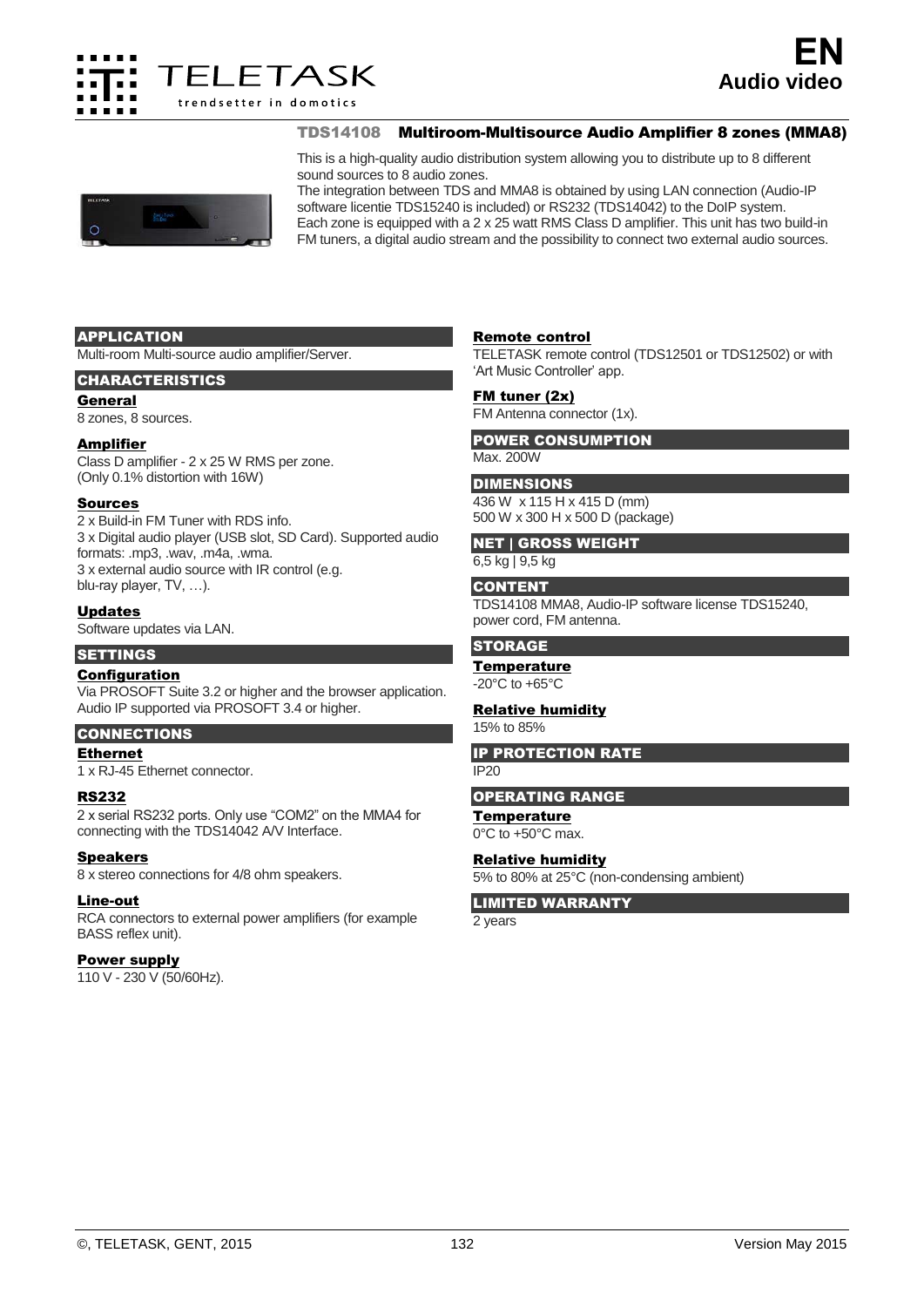# TDS14108 Multiroom-Multisource Audio Amplifier 8 zones (MMA8)

This is a high-quality audio distribution system allowing you to distribute up to 8 different sound sources to 8 audio zones.
The integration between TDS and MMA8 is obtained by using LAN connection (Audio-IP software licentie TDS15240 is included) or RS232 (TDS14042) to the DoIP system.
Each zone is equipped with a 2 x 25 watt RMS Class D amplifier. This unit has two build-in FM tuners, a digital audio stream and the possibility to connect two external audio sources.

## APPLICATION

Multi-room Multi-source audio amplifier/Server.

## CHARACTERISTICS

### General

8 zones, 8 sources.

### Amplifier

Class D amplifier - 2 x 25 W RMS per zone.
(Only 0.1% distortion with 16W)

### Sources

2 x Build-in FM Tuner with RDS info.
3 x Digital audio player (USB slot, SD Card). Supported audio formats: .mp3, .wav, .m4a, .wma.
3 x external audio source with IR control (e.g. blu-ray player, TV, …).

### Updates

Software updates via LAN.

## SETTINGS

### Configuration

Via PROSOFT Suite 3.2 or higher and the browser application. Audio IP supported via PROSOFT 3.4 or higher.

## CONNECTIONS

### Ethernet

1 x RJ-45 Ethernet connector.

### RS232

2 x serial RS232 ports. Only use “COM2” on the MMA4 for connecting with the TDS14042 A/V Interface.

### Speakers

8 x stereo connections for 4/8 ohm speakers.

### Line-out

RCA connectors to external power amplifiers (for example BASS reflex unit).

### Power supply

110 V - 230 V (50/60Hz).

### Remote control

TELETASK remote control (TDS12501 or TDS12502) or with ‘Art Music Controller’ app.

### FM tuner (2x)

FM Antenna connector (1x).

## POWER CONSUMPTION

Max. 200W

## DIMENSIONS

436 W x 115 H x 415 D (mm)
500 W x 300 H x 500 D (package)

## NET | GROSS WEIGHT

6,5 kg | 9,5 kg

## CONTENT

TDS14108 MMA8, Audio-IP software license TDS15240, power cord, FM antenna.

## STORAGE

### Temperature

-20°C to +65°C

### Relative humidity

15% to 85%

## IP PROTECTION RATE

IP20

## OPERATING RANGE

### Temperature

0°C to +50°C max.

### Relative humidity

5% to 80% at 25°C (non-condensing ambient)

## LIMITED WARRANTY

2 years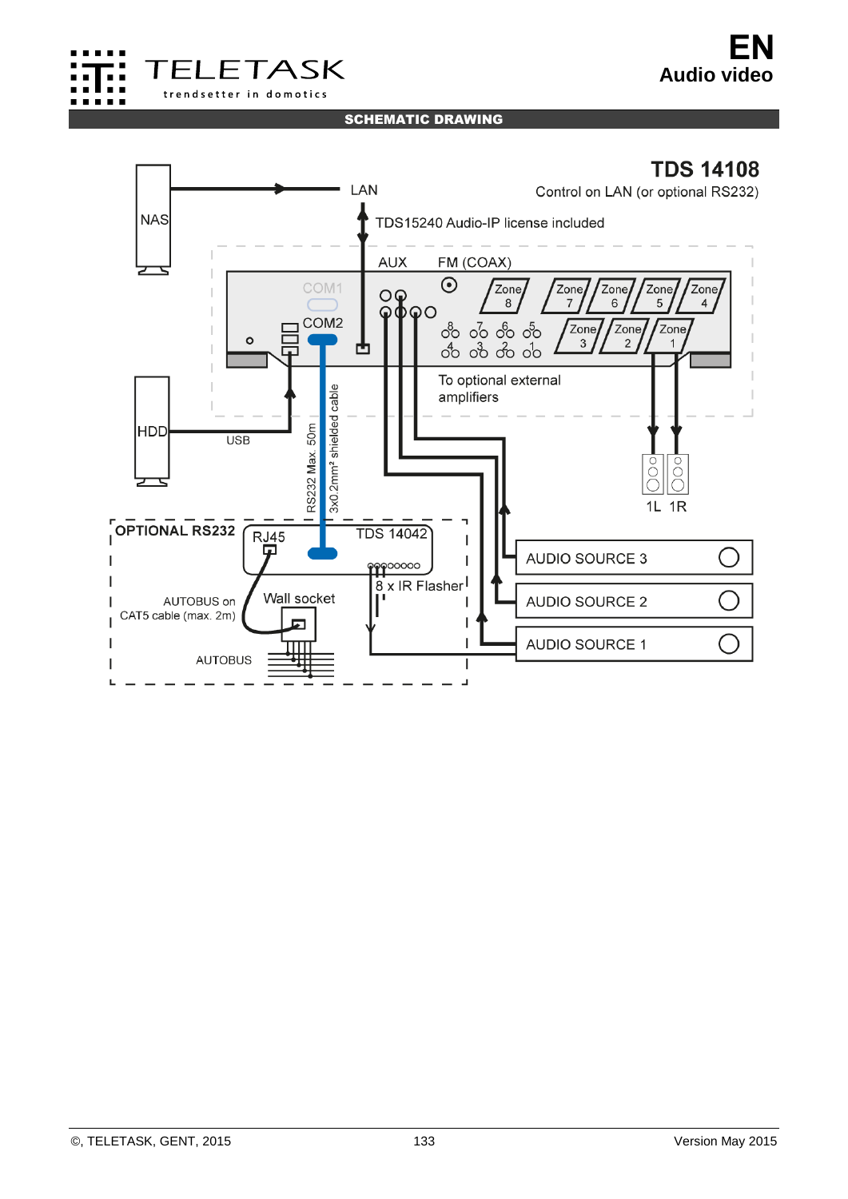## SCHEMATIC DRAWING

TDS 14108

Control on LAN (or optional RS232)

NAS

LAN

TDS15240 Audio-IP license included

AUX

FM (COAX)

COM1

COM2

Zone 8

Zone 7

Zone 6

Zone 5

Zone 4

Zone 3

Zone 2

Zone 1

8 7 6 5

4 3 2 1

To optional external amplifiers

HDD

USB

RS232 Max. 50m

3x0.2mm² shielded cable

1L 1R

OPTIONAL RS232

RJ45

TDS 14042

8 x IR Flasher

AUTOBUS on CAT5 cable (max. 2m)

Wall socket

AUTOBUS

AUDIO SOURCE 3

AUDIO SOURCE 2

AUDIO SOURCE 1